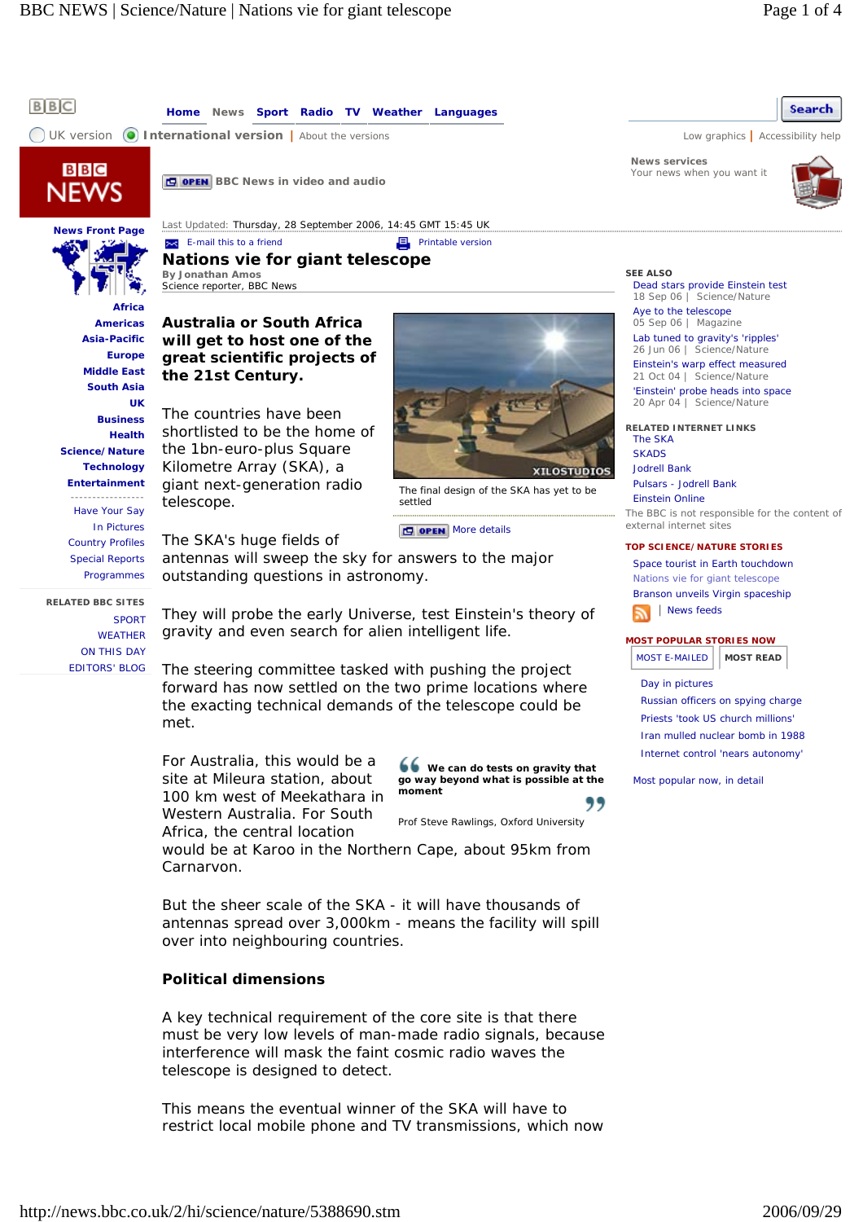Last Updated: Thursday, 28 September 2006, 14:45 GMT 15:45 UK

# Nations vie for giant telescope

By Jonathan Amos
Science reporter, BBC News

**Australia or South Africa will get to host one of the great scientific projects of the 21st Century.**

The countries have been shortlisted to be the home of the 1bn-euro-plus Square Kilometre Array (SKA), a giant next-generation radio telescope.

The final design of the SKA has yet to be settled

The SKA's huge fields of antennas will sweep the sky for answers to the major outstanding questions in astronomy.

They will probe the early Universe, test Einstein's theory of gravity and even search for alien intelligent life.

The steering committee tasked with pushing the project forward has now settled on the two prime locations where the exacting technical demands of the telescope could be met.

> **We can do tests on gravity that go way beyond what is possible at the moment**
>
> Prof Steve Rawlings, Oxford University

For Australia, this would be a site at Mileura station, about 100 km west of Meekathara in Western Australia. For South Africa, the central location would be at Karoo in the Northern Cape, about 95km from Carnarvon.

But the sheer scale of the SKA - it will have thousands of antennas spread over 3,000km - means the facility will spill over into neighbouring countries.

## Political dimensions

A key technical requirement of the core site is that there must be very low levels of man-made radio signals, because interference will mask the faint cosmic radio waves the telescope is designed to detect.

This means the eventual winner of the SKA will have to restrict local mobile phone and TV transmissions, which now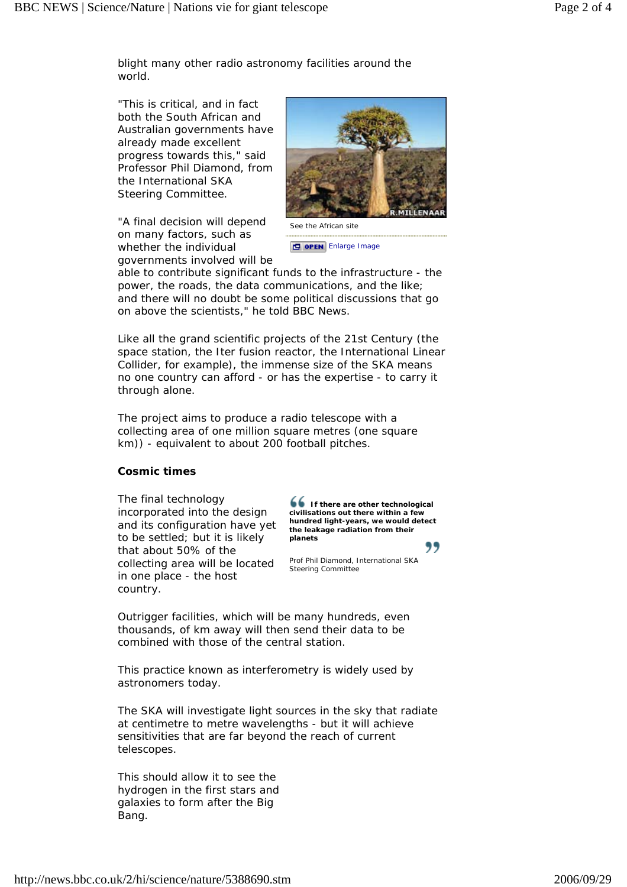blight many other radio astronomy facilities around the world.

"This is critical, and in fact both the South African and Australian governments have already made excellent progress towards this," said Professor Phil Diamond, from the International SKA Steering Committee.

See the African site

Enlarge Image

"A final decision will depend on many factors, such as whether the individual governments involved will be able to contribute significant funds to the infrastructure - the power, the roads, the data communications, and the like; and there will no doubt be some political discussions that go on above the scientists," he told BBC News.

Like all the grand scientific projects of the 21st Century (the space station, the Iter fusion reactor, the International Linear Collider, for example), the immense size of the SKA means no one country can afford - or has the expertise - to carry it through alone.

The project aims to produce a radio telescope with a collecting area of one million square metres (one square km)) - equivalent to about 200 football pitches.

**Cosmic times**

The final technology incorporated into the design and its configuration have yet to be settled; but it is likely that about 50% of the collecting area will be located in one place - the host country.

> **If there are other technological civilisations out there within a few hundred light-years, we would detect the leakage radiation from their planets**
>
> Prof Phil Diamond, International SKA Steering Committee

Outrigger facilities, which will be many hundreds, even thousands, of km away will then send their data to be combined with those of the central station.

This practice known as interferometry is widely used by astronomers today.

The SKA will investigate light sources in the sky that radiate at centimetre to metre wavelengths - but it will achieve sensitivities that are far beyond the reach of current telescopes.

This should allow it to see the hydrogen in the first stars and galaxies to form after the Big Bang.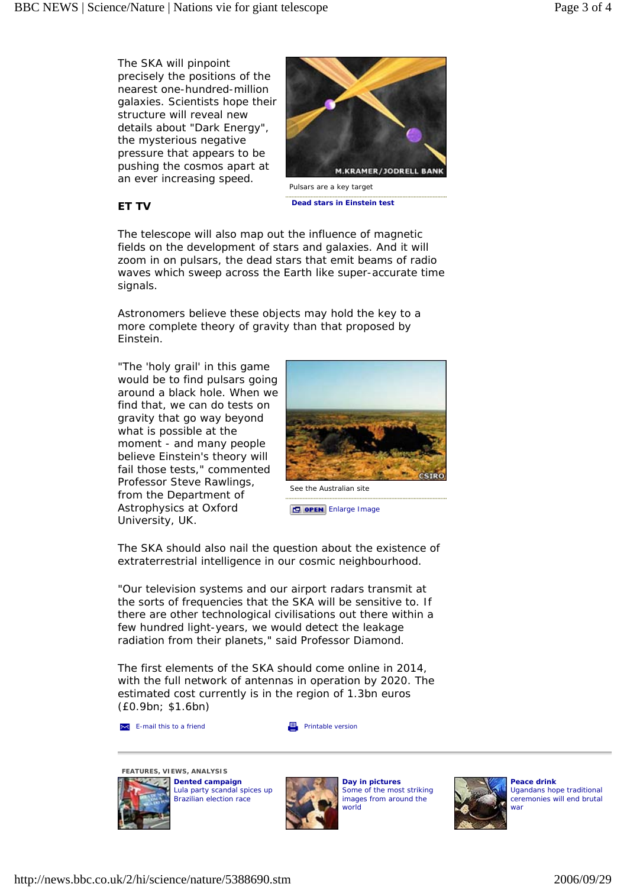The SKA will pinpoint precisely the positions of the nearest one-hundred-million galaxies. Scientists hope their structure will reveal new details about "Dark Energy", the mysterious negative pressure that appears to be pushing the cosmos apart at an ever increasing speed.

M.KRAMER/JODRELL BANK

Pulsars are a key target

**Dead stars in Einstein test**

## ET TV

The telescope will also map out the influence of magnetic fields on the development of stars and galaxies. And it will zoom in on pulsars, the dead stars that emit beams of radio waves which sweep across the Earth like super-accurate time signals.

Astronomers believe these objects may hold the key to a more complete theory of gravity than that proposed by Einstein.

"The 'holy grail' in this game would be to find pulsars going around a black hole. When we find that, we can do tests on gravity that go way beyond what is possible at the moment - and many people believe Einstein's theory will fail those tests," commented Professor Steve Rawlings, from the Department of Astrophysics at Oxford University, UK.

CSIRO

See the Australian site

OPEN Enlarge Image

The SKA should also nail the question about the existence of extraterrestrial intelligence in our cosmic neighbourhood.

"Our television systems and our airport radars transmit at the sorts of frequencies that the SKA will be sensitive to. If there are other technological civilisations out there within a few hundred light-years, we would detect the leakage radiation from their planets," said Professor Diamond.

The first elements of the SKA should come online in 2014, with the full network of antennas in operation by 2020. The estimated cost currently is in the region of 1.3bn euros (£0.9bn; $1.6bn)

E-mail this to a friend

Printable version

FEATURES, VIEWS, ANALYSIS

**Dented campaign**
Lula party scandal spices up Brazilian election race

**Day in pictures**
Some of the most striking images from around the world

**Peace drink**
Ugandans hope traditional ceremonies will end brutal war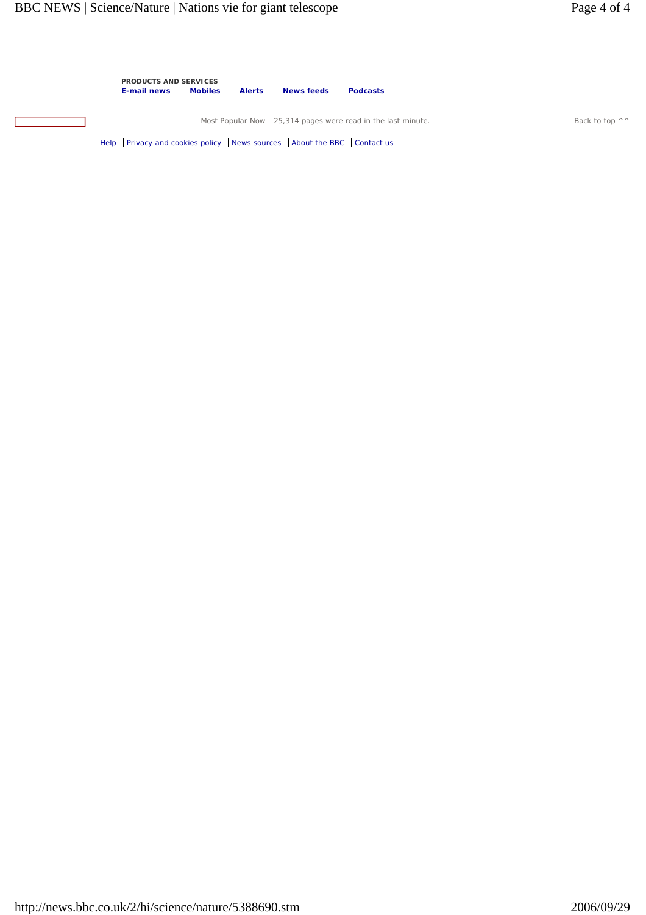**PRODUCTS AND SERVICES**

**E-mail news** **Mobiles** **Alerts** **News feeds** **Podcasts**

Most Popular Now | 25,314 pages were read in the last minute.

Back to top ^^

Help | Privacy and cookies policy | News sources | About the BBC | Contact us